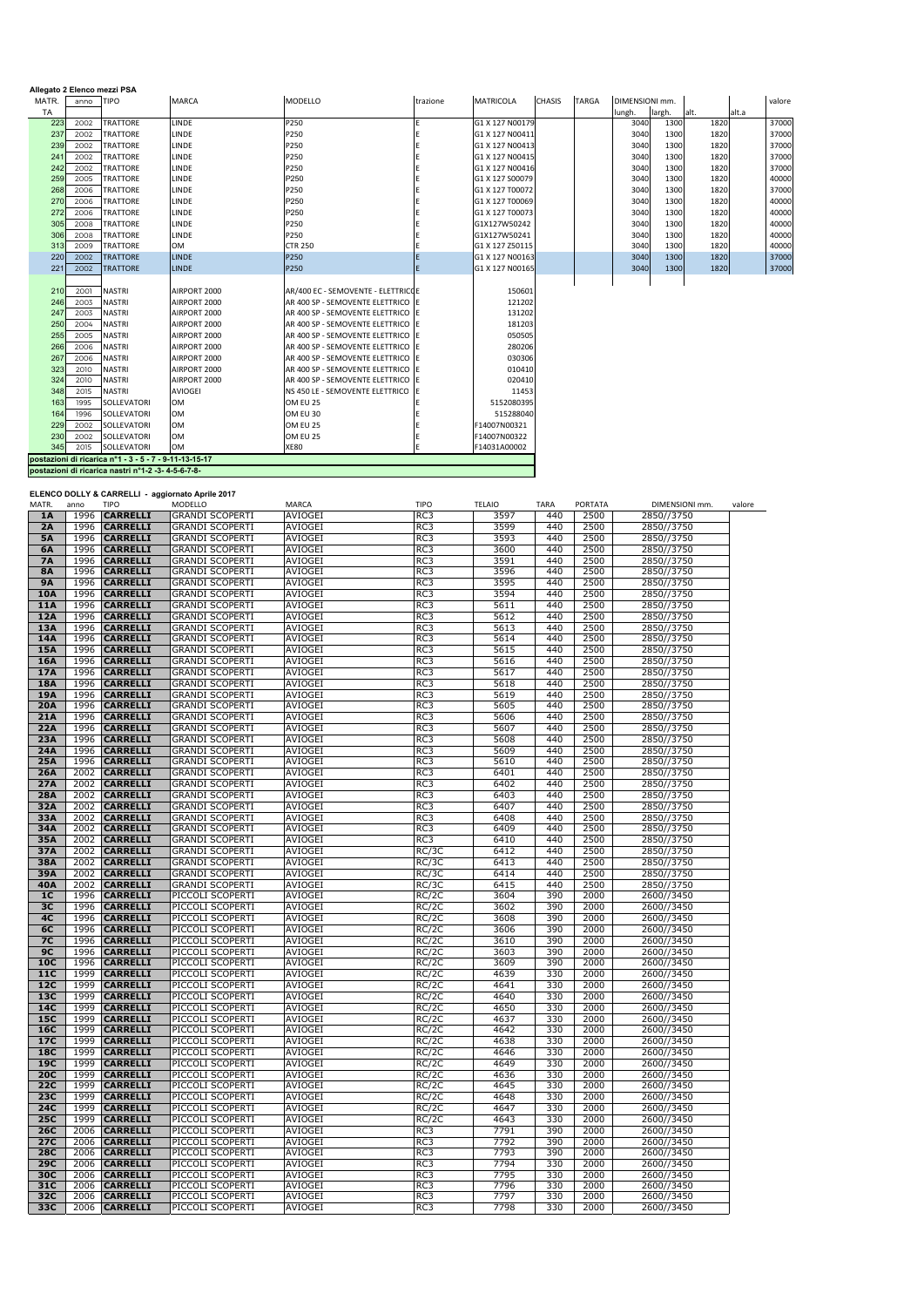**Allegato 2 Elenco mezzi PSA**

| MATR. TA | anno | TIPO | MARCA | MODELLO | trazione | MATRICOLA | CHASIS | TARGA | DIMENSIONI mm. lungh. | largh. | alt. | alt.a | valore |
|---|---|---|---|---|---|---|---|---|---|---|---|---|---|
| 223 | 2002 | TRATTORE | LINDE | P250 | E | G1 X 127 N00179 | | | 3040 | 1300 | 1820 | | 37000 |
| 237 | 2002 | TRATTORE | LINDE | P250 | E | G1 X 127 N00411 | | | 3040 | 1300 | 1820 | | 37000 |
| 239 | 2002 | TRATTORE | LINDE | P250 | E | G1 X 127 N00413 | | | 3040 | 1300 | 1820 | | 37000 |
| 241 | 2002 | TRATTORE | LINDE | P250 | E | G1 X 127 N00415 | | | 3040 | 1300 | 1820 | | 37000 |
| 242 | 2002 | TRATTORE | LINDE | P250 | E | G1 X 127 N00416 | | | 3040 | 1300 | 1820 | | 37000 |
| 259 | 2005 | TRATTORE | LINDE | P250 | E | G1 X 127 S00079 | | | 3040 | 1300 | 1820 | | 40000 |
| 268 | 2006 | TRATTORE | LINDE | P250 | E | G1 X 127 T00072 | | | 3040 | 1300 | 1820 | | 37000 |
| 270 | 2006 | TRATTORE | LINDE | P250 | E | G1 X 127 T00069 | | | 3040 | 1300 | 1820 | | 40000 |
| 272 | 2006 | TRATTORE | LINDE | P250 | E | G1 X 127 T00073 | | | 3040 | 1300 | 1820 | | 40000 |
| 305 | 2008 | TRATTORE | LINDE | P250 | E | G1X127W50242 | | | 3040 | 1300 | 1820 | | 40000 |
| 306 | 2008 | TRATTORE | LINDE | P250 | E | G1X127W50241 | | | 3040 | 1300 | 1820 | | 40000 |
| 313 | 2009 | TRATTORE | OM | CTR 250 | E | G1 X 127 Z50115 | | | 3040 | 1300 | 1820 | | 40000 |
| 220 | 2002 | TRATTORE | LINDE | P250 | E | G1 X 127 N00163 | | | 3040 | 1300 | 1820 | | 37000 |
| 221 | 2002 | TRATTORE | LINDE | P250 | E | G1 X 127 N00165 | | | 3040 | 1300 | 1820 | | 37000 |
| | | | | | | | | | | | | | |
| 210 | 2001 | NASTRI | AIRPORT 2000 | AR/400 EC - SEMOVENTE - ELETTRICO | E | 150601 | | | | | | | |
| 246 | 2003 | NASTRI | AIRPORT 2000 | AR 400 SP - SEMOVENTE ELETTRICO | E | 121202 | | | | | | | |
| 247 | 2003 | NASTRI | AIRPORT 2000 | AR 400 SP - SEMOVENTE ELETTRICO | E | 131202 | | | | | | | |
| 250 | 2004 | NASTRI | AIRPORT 2000 | AR 400 SP - SEMOVENTE ELETTRICO | E | 181203 | | | | | | | |
| 255 | 2005 | NASTRI | AIRPORT 2000 | AR 400 SP - SEMOVENTE ELETTRICO | E | 050505 | | | | | | | |
| 266 | 2006 | NASTRI | AIRPORT 2000 | AR 400 SP - SEMOVENTE ELETTRICO | E | 280206 | | | | | | | |
| 267 | 2006 | NASTRI | AIRPORT 2000 | AR 400 SP - SEMOVENTE ELETTRICO | E | 030306 | | | | | | | |
| 323 | 2010 | NASTRI | AIRPORT 2000 | AR 400 SP - SEMOVENTE ELETTRICO | E | 010410 | | | | | | | |
| 324 | 2010 | NASTRI | AIRPORT 2000 | AR 400 SP - SEMOVENTE ELETTRICO | E | 020410 | | | | | | | |
| 348 | 2015 | NASTRI | AVIOGEI | NS 450 LE - SEMOVENTE ELETTRICO | E | 11453 | | | | | | | |
| 163 | 1995 | SOLLEVATORI | OM | OM EU 25 | E | 5152080395 | | | | | | | |
| 164 | 1996 | SOLLEVATORI | OM | OM EU 30 | E | 515288040 | | | | | | | |
| 229 | 2002 | SOLLEVATORI | OM | OM EU 25 | E | F14007N00321 | | | | | | | |
| 230 | 2002 | SOLLEVATORI | OM | OM EU 25 | E | F14007N00322 | | | | | | | |
| 345 | 2015 | SOLLEVATORI | OM | XE80 | E | F14031A00002 | | | | | | | |

**postazioni di ricarica n°1 - 3 - 5 - 7 - 9-11-13-15-17**

**postazioni di ricarica nastri n°1-2 -3- 4-5-6-7-8-**

**ELENCO DOLLY & CARRELLI - aggiornato Aprile 2017**

| MATR. | anno | TIPO | MODELLO | MARCA | TIPO | TELAIO | TARA | PORTATA | DIMENSIONI mm. | valore |
|---|---|---|---|---|---|---|---|---|---|---|
| **1A** | 1996 | **CARRELLI** | GRANDI SCOPERTI | AVIOGEI | RC3 | 3597 | 440 | 2500 | 2850//3750 | |
| **2A** | 1996 | **CARRELLI** | GRANDI SCOPERTI | AVIOGEI | RC3 | 3599 | 440 | 2500 | 2850//3750 | |
| **5A** | 1996 | **CARRELLI** | GRANDI SCOPERTI | AVIOGEI | RC3 | 3593 | 440 | 2500 | 2850//3750 | |
| **6A** | 1996 | **CARRELLI** | GRANDI SCOPERTI | AVIOGEI | RC3 | 3600 | 440 | 2500 | 2850//3750 | |
| **7A** | 1996 | **CARRELLI** | GRANDI SCOPERTI | AVIOGEI | RC3 | 3591 | 440 | 2500 | 2850//3750 | |
| **8A** | 1996 | **CARRELLI** | GRANDI SCOPERTI | AVIOGEI | RC3 | 3596 | 440 | 2500 | 2850//3750 | |
| **9A** | 1996 | **CARRELLI** | GRANDI SCOPERTI | AVIOGEI | RC3 | 3595 | 440 | 2500 | 2850//3750 | |
| **10A** | 1996 | **CARRELLI** | GRANDI SCOPERTI | AVIOGEI | RC3 | 3594 | 440 | 2500 | 2850//3750 | |
| **11A** | 1996 | **CARRELLI** | GRANDI SCOPERTI | AVIOGEI | RC3 | 5611 | 440 | 2500 | 2850//3750 | |
| **12A** | 1996 | **CARRELLI** | GRANDI SCOPERTI | AVIOGEI | RC3 | 5612 | 440 | 2500 | 2850//3750 | |
| **13A** | 1996 | **CARRELLI** | GRANDI SCOPERTI | AVIOGEI | RC3 | 5613 | 440 | 2500 | 2850//3750 | |
| **14A** | 1996 | **CARRELLI** | GRANDI SCOPERTI | AVIOGEI | RC3 | 5614 | 440 | 2500 | 2850//3750 | |
| **15A** | 1996 | **CARRELLI** | GRANDI SCOPERTI | AVIOGEI | RC3 | 5615 | 440 | 2500 | 2850//3750 | |
| **16A** | 1996 | **CARRELLI** | GRANDI SCOPERTI | AVIOGEI | RC3 | 5616 | 440 | 2500 | 2850//3750 | |
| **17A** | 1996 | **CARRELLI** | GRANDI SCOPERTI | AVIOGEI | RC3 | 5617 | 440 | 2500 | 2850//3750 | |
| **18A** | 1996 | **CARRELLI** | GRANDI SCOPERTI | AVIOGEI | RC3 | 5618 | 440 | 2500 | 2850//3750 | |
| **19A** | 1996 | **CARRELLI** | GRANDI SCOPERTI | AVIOGEI | RC3 | 5619 | 440 | 2500 | 2850//3750 | |
| **20A** | 1996 | **CARRELLI** | GRANDI SCOPERTI | AVIOGEI | RC3 | 5605 | 440 | 2500 | 2850//3750 | |
| **21A** | 1996 | **CARRELLI** | GRANDI SCOPERTI | AVIOGEI | RC3 | 5606 | 440 | 2500 | 2850//3750 | |
| **22A** | 1996 | **CARRELLI** | GRANDI SCOPERTI | AVIOGEI | RC3 | 5607 | 440 | 2500 | 2850//3750 | |
| **23A** | 1996 | **CARRELLI** | GRANDI SCOPERTI | AVIOGEI | RC3 | 5608 | 440 | 2500 | 2850//3750 | |
| **24A** | 1996 | **CARRELLI** | GRANDI SCOPERTI | AVIOGEI | RC3 | 5609 | 440 | 2500 | 2850//3750 | |
| **25A** | 1996 | **CARRELLI** | GRANDI SCOPERTI | AVIOGEI | RC3 | 5610 | 440 | 2500 | 2850//3750 | |
| **26A** | 2002 | **CARRELLI** | GRANDI SCOPERTI | AVIOGEI | RC3 | 6401 | 440 | 2500 | 2850//3750 | |
| **27A** | 2002 | **CARRELLI** | GRANDI SCOPERTI | AVIOGEI | RC3 | 6402 | 440 | 2500 | 2850//3750 | |
| **28A** | 2002 | **CARRELLI** | GRANDI SCOPERTI | AVIOGEI | RC3 | 6403 | 440 | 2500 | 2850//3750 | |
| **32A** | 2002 | **CARRELLI** | GRANDI SCOPERTI | AVIOGEI | RC3 | 6407 | 440 | 2500 | 2850//3750 | |
| **33A** | 2002 | **CARRELLI** | GRANDI SCOPERTI | AVIOGEI | RC3 | 6408 | 440 | 2500 | 2850//3750 | |
| **34A** | 2002 | **CARRELLI** | GRANDI SCOPERTI | AVIOGEI | RC3 | 6409 | 440 | 2500 | 2850//3750 | |
| **35A** | 2002 | **CARRELLI** | GRANDI SCOPERTI | AVIOGEI | RC3 | 6410 | 440 | 2500 | 2850//3750 | |
| **37A** | 2002 | **CARRELLI** | GRANDI SCOPERTI | AVIOGEI | RC/3C | 6412 | 440 | 2500 | 2850//3750 | |
| **38A** | 2002 | **CARRELLI** | GRANDI SCOPERTI | AVIOGEI | RC/3C | 6413 | 440 | 2500 | 2850//3750 | |
| **39A** | 2002 | **CARRELLI** | GRANDI SCOPERTI | AVIOGEI | RC/3C | 6414 | 440 | 2500 | 2850//3750 | |
| **40A** | 2002 | **CARRELLI** | GRANDI SCOPERTI | AVIOGEI | RC/3C | 6415 | 440 | 2500 | 2850//3750 | |
| **1C** | 1996 | **CARRELLI** | PICCOLI SCOPERTI | AVIOGEI | RC/2C | 3604 | 390 | 2000 | 2600//3450 | |
| **3C** | 1996 | **CARRELLI** | PICCOLI SCOPERTI | AVIOGEI | RC/2C | 3602 | 390 | 2000 | 2600//3450 | |
| **4C** | 1996 | **CARRELLI** | PICCOLI SCOPERTI | AVIOGEI | RC/2C | 3608 | 390 | 2000 | 2600//3450 | |
| **6C** | 1996 | **CARRELLI** | PICCOLI SCOPERTI | AVIOGEI | RC/2C | 3606 | 390 | 2000 | 2600//3450 | |
| **7C** | 1996 | **CARRELLI** | PICCOLI SCOPERTI | AVIOGEI | RC/2C | 3610 | 390 | 2000 | 2600//3450 | |
| **9C** | 1996 | **CARRELLI** | PICCOLI SCOPERTI | AVIOGEI | RC/2C | 3603 | 390 | 2000 | 2600//3450 | |
| **10C** | 1996 | **CARRELLI** | PICCOLI SCOPERTI | AVIOGEI | RC/2C | 3609 | 390 | 2000 | 2600//3450 | |
| **11C** | 1999 | **CARRELLI** | PICCOLI SCOPERTI | AVIOGEI | RC/2C | 4639 | 330 | 2000 | 2600//3450 | |
| **12C** | 1999 | **CARRELLI** | PICCOLI SCOPERTI | AVIOGEI | RC/2C | 4641 | 330 | 2000 | 2600//3450 | |
| **13C** | 1999 | **CARRELLI** | PICCOLI SCOPERTI | AVIOGEI | RC/2C | 4640 | 330 | 2000 | 2600//3450 | |
| **14C** | 1999 | **CARRELLI** | PICCOLI SCOPERTI | AVIOGEI | RC/2C | 4650 | 330 | 2000 | 2600//3450 | |
| **15C** | 1999 | **CARRELLI** | PICCOLI SCOPERTI | AVIOGEI | RC/2C | 4637 | 330 | 2000 | 2600//3450 | |
| **16C** | 1999 | **CARRELLI** | PICCOLI SCOPERTI | AVIOGEI | RC/2C | 4642 | 330 | 2000 | 2600//3450 | |
| **17C** | 1999 | **CARRELLI** | PICCOLI SCOPERTI | AVIOGEI | RC/2C | 4638 | 330 | 2000 | 2600//3450 | |
| **18C** | 1999 | **CARRELLI** | PICCOLI SCOPERTI | AVIOGEI | RC/2C | 4646 | 330 | 2000 | 2600//3450 | |
| **19C** | 1999 | **CARRELLI** | PICCOLI SCOPERTI | AVIOGEI | RC/2C | 4649 | 330 | 2000 | 2600//3450 | |
| **20C** | 1999 | **CARRELLI** | PICCOLI SCOPERTI | AVIOGEI | RC/2C | 4636 | 330 | 2000 | 2600//3450 | |
| **22C** | 1999 | **CARRELLI** | PICCOLI SCOPERTI | AVIOGEI | RC/2C | 4645 | 330 | 2000 | 2600//3450 | |
| **23C** | 1999 | **CARRELLI** | PICCOLI SCOPERTI | AVIOGEI | RC/2C | 4648 | 330 | 2000 | 2600//3450 | |
| **24C** | 1999 | **CARRELLI** | PICCOLI SCOPERTI | AVIOGEI | RC/2C | 4647 | 330 | 2000 | 2600//3450 | |
| **25C** | 1999 | **CARRELLI** | PICCOLI SCOPERTI | AVIOGEI | RC/2C | 4643 | 330 | 2000 | 2600//3450 | |
| **26C** | 2006 | **CARRELLI** | PICCOLI SCOPERTI | AVIOGEI | RC3 | 7791 | 390 | 2000 | 2600//3450 | |
| **27C** | 2006 | **CARRELLI** | PICCOLI SCOPERTI | AVIOGEI | RC3 | 7792 | 390 | 2000 | 2600//3450 | |
| **28C** | 2006 | **CARRELLI** | PICCOLI SCOPERTI | AVIOGEI | RC3 | 7793 | 390 | 2000 | 2600//3450 | |
| **29C** | 2006 | **CARRELLI** | PICCOLI SCOPERTI | AVIOGEI | RC3 | 7794 | 330 | 2000 | 2600//3450 | |
| **30C** | 2006 | **CARRELLI** | PICCOLI SCOPERTI | AVIOGEI | RC3 | 7795 | 330 | 2000 | 2600//3450 | |
| **31C** | 2006 | **CARRELLI** | PICCOLI SCOPERTI | AVIOGEI | RC3 | 7796 | 330 | 2000 | 2600//3450 | |
| **32C** | 2006 | **CARRELLI** | PICCOLI SCOPERTI | AVIOGEI | RC3 | 7797 | 330 | 2000 | 2600//3450 | |
| **33C** | 2006 | **CARRELLI** | PICCOLI SCOPERTI | AVIOGEI | RC3 | 7798 | 330 | 2000 | 2600//3450 | |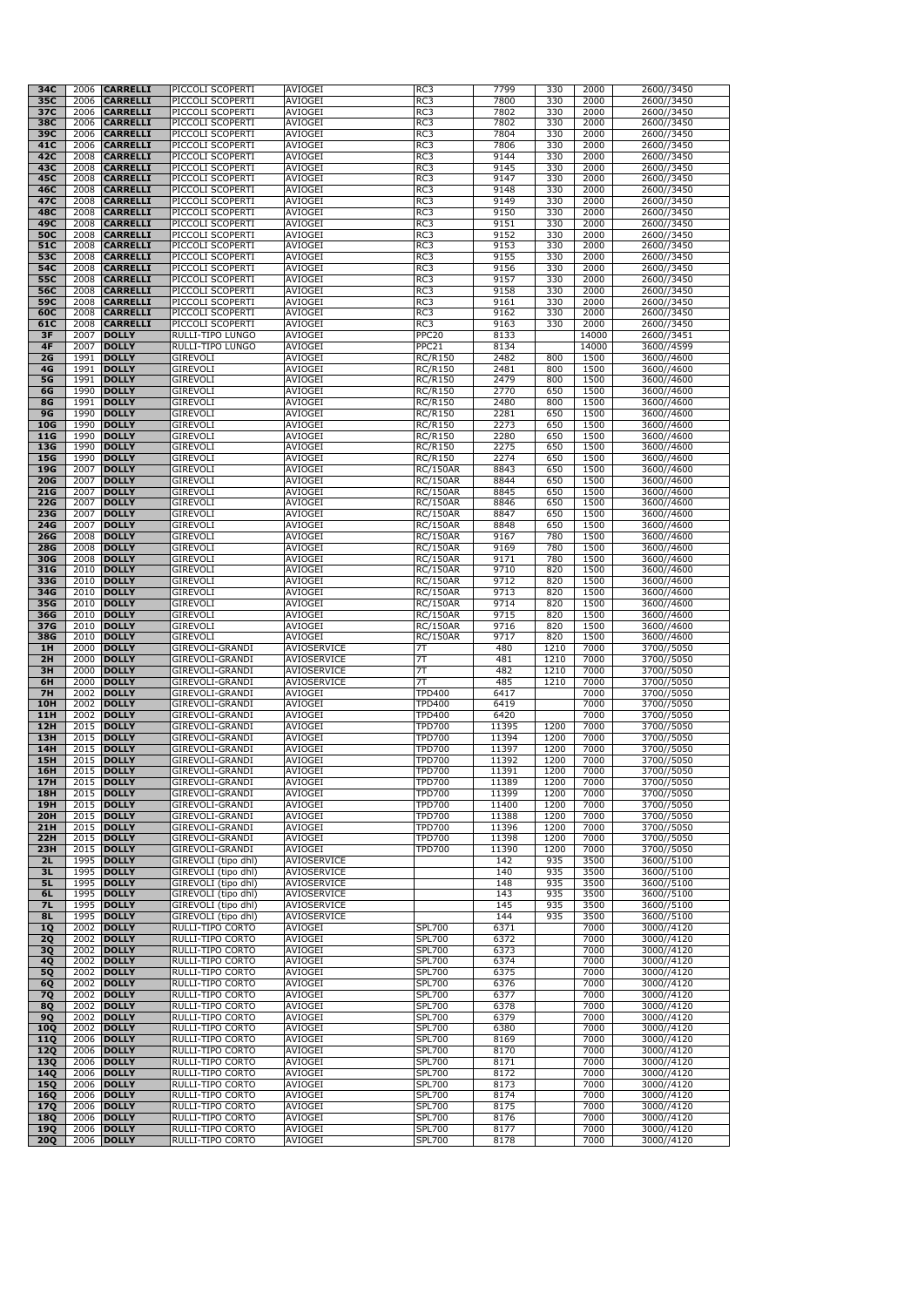| | | | | | | | | | |
|---|---|---|---|---|---|---|---|---|---|
| **34C** | 2006 | **CARRELLI** | PICCOLI SCOPERTI | AVIOGEI | RC3 | 7799 | 330 | 2000 | 2600//3450 |
| **35C** | 2006 | **CARRELLI** | PICCOLI SCOPERTI | AVIOGEI | RC3 | 7800 | 330 | 2000 | 2600//3450 |
| **37C** | 2006 | **CARRELLI** | PICCOLI SCOPERTI | AVIOGEI | RC3 | 7802 | 330 | 2000 | 2600//3450 |
| **38C** | 2006 | **CARRELLI** | PICCOLI SCOPERTI | AVIOGEI | RC3 | 7802 | 330 | 2000 | 2600//3450 |
| **39C** | 2006 | **CARRELLI** | PICCOLI SCOPERTI | AVIOGEI | RC3 | 7804 | 330 | 2000 | 2600//3450 |
| **41C** | 2006 | **CARRELLI** | PICCOLI SCOPERTI | AVIOGEI | RC3 | 7806 | 330 | 2000 | 2600//3450 |
| **42C** | 2008 | **CARRELLI** | PICCOLI SCOPERTI | AVIOGEI | RC3 | 9144 | 330 | 2000 | 2600//3450 |
| **43C** | 2008 | **CARRELLI** | PICCOLI SCOPERTI | AVIOGEI | RC3 | 9145 | 330 | 2000 | 2600//3450 |
| **45C** | 2008 | **CARRELLI** | PICCOLI SCOPERTI | AVIOGEI | RC3 | 9147 | 330 | 2000 | 2600//3450 |
| **46C** | 2008 | **CARRELLI** | PICCOLI SCOPERTI | AVIOGEI | RC3 | 9148 | 330 | 2000 | 2600//3450 |
| **47C** | 2008 | **CARRELLI** | PICCOLI SCOPERTI | AVIOGEI | RC3 | 9149 | 330 | 2000 | 2600//3450 |
| **48C** | 2008 | **CARRELLI** | PICCOLI SCOPERTI | AVIOGEI | RC3 | 9150 | 330 | 2000 | 2600//3450 |
| **49C** | 2008 | **CARRELLI** | PICCOLI SCOPERTI | AVIOGEI | RC3 | 9151 | 330 | 2000 | 2600//3450 |
| **50C** | 2008 | **CARRELLI** | PICCOLI SCOPERTI | AVIOGEI | RC3 | 9152 | 330 | 2000 | 2600//3450 |
| **51C** | 2008 | **CARRELLI** | PICCOLI SCOPERTI | AVIOGEI | RC3 | 9153 | 330 | 2000 | 2600//3450 |
| **53C** | 2008 | **CARRELLI** | PICCOLI SCOPERTI | AVIOGEI | RC3 | 9155 | 330 | 2000 | 2600//3450 |
| **54C** | 2008 | **CARRELLI** | PICCOLI SCOPERTI | AVIOGEI | RC3 | 9156 | 330 | 2000 | 2600//3450 |
| **55C** | 2008 | **CARRELLI** | PICCOLI SCOPERTI | AVIOGEI | RC3 | 9157 | 330 | 2000 | 2600//3450 |
| **56C** | 2008 | **CARRELLI** | PICCOLI SCOPERTI | AVIOGEI | RC3 | 9158 | 330 | 2000 | 2600//3450 |
| **59C** | 2008 | **CARRELLI** | PICCOLI SCOPERTI | AVIOGEI | RC3 | 9161 | 330 | 2000 | 2600//3450 |
| **60C** | 2008 | **CARRELLI** | PICCOLI SCOPERTI | AVIOGEI | RC3 | 9162 | 330 | 2000 | 2600//3450 |
| **61C** | 2008 | **CARRELLI** | PICCOLI SCOPERTI | AVIOGEI | RC3 | 9163 | 330 | 2000 | 2600//3450 |
| **3F** | 2007 | **DOLLY** | RULLI-TIPO LUNGO | AVIOGEI | PPC20 | 8133 | | 14000 | 2600//3451 |
| **4F** | 2007 | **DOLLY** | RULLI-TIPO LUNGO | AVIOGEI | PPC21 | 8134 | | 14000 | 3600//4599 |
| **2G** | 1991 | **DOLLY** | GIREVOLI | AVIOGEI | RC/R150 | 2482 | 800 | 1500 | 3600//4600 |
| **4G** | 1991 | **DOLLY** | GIREVOLI | AVIOGEI | RC/R150 | 2481 | 800 | 1500 | 3600//4600 |
| **5G** | 1991 | **DOLLY** | GIREVOLI | AVIOGEI | RC/R150 | 2479 | 800 | 1500 | 3600//4600 |
| **6G** | 1990 | **DOLLY** | GIREVOLI | AVIOGEI | RC/R150 | 2770 | 650 | 1500 | 3600//4600 |
| **8G** | 1991 | **DOLLY** | GIREVOLI | AVIOGEI | RC/R150 | 2480 | 800 | 1500 | 3600//4600 |
| **9G** | 1990 | **DOLLY** | GIREVOLI | AVIOGEI | RC/R150 | 2281 | 650 | 1500 | 3600//4600 |
| **10G** | 1990 | **DOLLY** | GIREVOLI | AVIOGEI | RC/R150 | 2273 | 650 | 1500 | 3600//4600 |
| **11G** | 1990 | **DOLLY** | GIREVOLI | AVIOGEI | RC/R150 | 2280 | 650 | 1500 | 3600//4600 |
| **13G** | 1990 | **DOLLY** | GIREVOLI | AVIOGEI | RC/R150 | 2275 | 650 | 1500 | 3600//4600 |
| **15G** | 1990 | **DOLLY** | GIREVOLI | AVIOGEI | RC/R150 | 2274 | 650 | 1500 | 3600//4600 |
| **19G** | 2007 | **DOLLY** | GIREVOLI | AVIOGEI | RC/150AR | 8843 | 650 | 1500 | 3600//4600 |
| **20G** | 2007 | **DOLLY** | GIREVOLI | AVIOGEI | RC/150AR | 8844 | 650 | 1500 | 3600//4600 |
| **21G** | 2007 | **DOLLY** | GIREVOLI | AVIOGEI | RC/150AR | 8845 | 650 | 1500 | 3600//4600 |
| **22G** | 2007 | **DOLLY** | GIREVOLI | AVIOGEI | RC/150AR | 8846 | 650 | 1500 | 3600//4600 |
| **23G** | 2007 | **DOLLY** | GIREVOLI | AVIOGEI | RC/150AR | 8847 | 650 | 1500 | 3600//4600 |
| **24G** | 2007 | **DOLLY** | GIREVOLI | AVIOGEI | RC/150AR | 8848 | 650 | 1500 | 3600//4600 |
| **26G** | 2008 | **DOLLY** | GIREVOLI | AVIOGEI | RC/150AR | 9167 | 780 | 1500 | 3600//4600 |
| **28G** | 2008 | **DOLLY** | GIREVOLI | AVIOGEI | RC/150AR | 9169 | 780 | 1500 | 3600//4600 |
| **30G** | 2008 | **DOLLY** | GIREVOLI | AVIOGEI | RC/150AR | 9171 | 780 | 1500 | 3600//4600 |
| **31G** | 2010 | **DOLLY** | GIREVOLI | AVIOGEI | RC/150AR | 9710 | 820 | 1500 | 3600//4600 |
| **33G** | 2010 | **DOLLY** | GIREVOLI | AVIOGEI | RC/150AR | 9712 | 820 | 1500 | 3600//4600 |
| **34G** | 2010 | **DOLLY** | GIREVOLI | AVIOGEI | RC/150AR | 9713 | 820 | 1500 | 3600//4600 |
| **35G** | 2010 | **DOLLY** | GIREVOLI | AVIOGEI | RC/150AR | 9714 | 820 | 1500 | 3600//4600 |
| **36G** | 2010 | **DOLLY** | GIREVOLI | AVIOGEI | RC/150AR | 9715 | 820 | 1500 | 3600//4600 |
| **37G** | 2010 | **DOLLY** | GIREVOLI | AVIOGEI | RC/150AR | 9716 | 820 | 1500 | 3600//4600 |
| **38G** | 2010 | **DOLLY** | GIREVOLI | AVIOGEI | RC/150AR | 9717 | 820 | 1500 | 3600//4600 |
| **1H** | 2000 | **DOLLY** | GIREVOLI-GRANDI | AVIOSERVICE | 7T | 480 | 1210 | 7000 | 3700//5050 |
| **2H** | 2000 | **DOLLY** | GIREVOLI-GRANDI | AVIOSERVICE | 7T | 481 | 1210 | 7000 | 3700//5050 |
| **3H** | 2000 | **DOLLY** | GIREVOLI-GRANDI | AVIOSERVICE | 7T | 482 | 1210 | 7000 | 3700//5050 |
| **6H** | 2000 | **DOLLY** | GIREVOLI-GRANDI | AVIOSERVICE | 7T | 485 | 1210 | 7000 | 3700//5050 |
| **7H** | 2002 | **DOLLY** | GIREVOLI-GRANDI | AVIOGEI | TPD400 | 6417 | | 7000 | 3700//5050 |
| **10H** | 2002 | **DOLLY** | GIREVOLI-GRANDI | AVIOGEI | TPD400 | 6419 | | 7000 | 3700//5050 |
| **11H** | 2002 | **DOLLY** | GIREVOLI-GRANDI | AVIOGEI | TPD400 | 6420 | | 7000 | 3700//5050 |
| **12H** | 2015 | **DOLLY** | GIREVOLI-GRANDI | AVIOGEI | TPD700 | 11395 | 1200 | 7000 | 3700//5050 |
| **13H** | 2015 | **DOLLY** | GIREVOLI-GRANDI | AVIOGEI | TPD700 | 11394 | 1200 | 7000 | 3700//5050 |
| **14H** | 2015 | **DOLLY** | GIREVOLI-GRANDI | AVIOGEI | TPD700 | 11397 | 1200 | 7000 | 3700//5050 |
| **15H** | 2015 | **DOLLY** | GIREVOLI-GRANDI | AVIOGEI | TPD700 | 11392 | 1200 | 7000 | 3700//5050 |
| **16H** | 2015 | **DOLLY** | GIREVOLI-GRANDI | AVIOGEI | TPD700 | 11391 | 1200 | 7000 | 3700//5050 |
| **17H** | 2015 | **DOLLY** | GIREVOLI-GRANDI | AVIOGEI | TPD700 | 11389 | 1200 | 7000 | 3700//5050 |
| **18H** | 2015 | **DOLLY** | GIREVOLI-GRANDI | AVIOGEI | TPD700 | 11399 | 1200 | 7000 | 3700//5050 |
| **19H** | 2015 | **DOLLY** | GIREVOLI-GRANDI | AVIOGEI | TPD700 | 11400 | 1200 | 7000 | 3700//5050 |
| **20H** | 2015 | **DOLLY** | GIREVOLI-GRANDI | AVIOGEI | TPD700 | 11388 | 1200 | 7000 | 3700//5050 |
| **21H** | 2015 | **DOLLY** | GIREVOLI-GRANDI | AVIOGEI | TPD700 | 11396 | 1200 | 7000 | 3700//5050 |
| **22H** | 2015 | **DOLLY** | GIREVOLI-GRANDI | AVIOGEI | TPD700 | 11398 | 1200 | 7000 | 3700//5050 |
| **23H** | 2015 | **DOLLY** | GIREVOLI-GRANDI | AVIOGEI | TPD700 | 11390 | 1200 | 7000 | 3700//5050 |
| **2L** | 1995 | **DOLLY** | GIREVOLI (tipo dhl) | AVIOSERVICE | | 142 | 935 | 3500 | 3600//5100 |
| **3L** | 1995 | **DOLLY** | GIREVOLI (tipo dhl) | AVIOSERVICE | | 140 | 935 | 3500 | 3600//5100 |
| **5L** | 1995 | **DOLLY** | GIREVOLI (tipo dhl) | AVIOSERVICE | | 148 | 935 | 3500 | 3600//5100 |
| **6L** | 1995 | **DOLLY** | GIREVOLI (tipo dhl) | AVIOSERVICE | | 143 | 935 | 3500 | 3600//5100 |
| **7L** | 1995 | **DOLLY** | GIREVOLI (tipo dhl) | AVIOSERVICE | | 145 | 935 | 3500 | 3600//5100 |
| **8L** | 1995 | **DOLLY** | GIREVOLI (tipo dhl) | AVIOSERVICE | | 144 | 935 | 3500 | 3600//5100 |
| **1Q** | 2002 | **DOLLY** | RULLI-TIPO CORTO | AVIOGEI | SPL700 | 6371 | | 7000 | 3000//4120 |
| **2Q** | 2002 | **DOLLY** | RULLI-TIPO CORTO | AVIOGEI | SPL700 | 6372 | | 7000 | 3000//4120 |
| **3Q** | 2002 | **DOLLY** | RULLI-TIPO CORTO | AVIOGEI | SPL700 | 6373 | | 7000 | 3000//4120 |
| **4Q** | 2002 | **DOLLY** | RULLI-TIPO CORTO | AVIOGEI | SPL700 | 6374 | | 7000 | 3000//4120 |
| **5Q** | 2002 | **DOLLY** | RULLI-TIPO CORTO | AVIOGEI | SPL700 | 6375 | | 7000 | 3000//4120 |
| **6Q** | 2002 | **DOLLY** | RULLI-TIPO CORTO | AVIOGEI | SPL700 | 6376 | | 7000 | 3000//4120 |
| **7Q** | 2002 | **DOLLY** | RULLI-TIPO CORTO | AVIOGEI | SPL700 | 6377 | | 7000 | 3000//4120 |
| **8Q** | 2002 | **DOLLY** | RULLI-TIPO CORTO | AVIOGEI | SPL700 | 6378 | | 7000 | 3000//4120 |
| **9Q** | 2002 | **DOLLY** | RULLI-TIPO CORTO | AVIOGEI | SPL700 | 6379 | | 7000 | 3000//4120 |
| **10Q** | 2002 | **DOLLY** | RULLI-TIPO CORTO | AVIOGEI | SPL700 | 6380 | | 7000 | 3000//4120 |
| **11Q** | 2006 | **DOLLY** | RULLI-TIPO CORTO | AVIOGEI | SPL700 | 8169 | | 7000 | 3000//4120 |
| **12Q** | 2006 | **DOLLY** | RULLI-TIPO CORTO | AVIOGEI | SPL700 | 8170 | | 7000 | 3000//4120 |
| **13Q** | 2006 | **DOLLY** | RULLI-TIPO CORTO | AVIOGEI | SPL700 | 8171 | | 7000 | 3000//4120 |
| **14Q** | 2006 | **DOLLY** | RULLI-TIPO CORTO | AVIOGEI | SPL700 | 8172 | | 7000 | 3000//4120 |
| **15Q** | 2006 | **DOLLY** | RULLI-TIPO CORTO | AVIOGEI | SPL700 | 8173 | | 7000 | 3000//4120 |
| **16Q** | 2006 | **DOLLY** | RULLI-TIPO CORTO | AVIOGEI | SPL700 | 8174 | | 7000 | 3000//4120 |
| **17Q** | 2006 | **DOLLY** | RULLI-TIPO CORTO | AVIOGEI | SPL700 | 8175 | | 7000 | 3000//4120 |
| **18Q** | 2006 | **DOLLY** | RULLI-TIPO CORTO | AVIOGEI | SPL700 | 8176 | | 7000 | 3000//4120 |
| **19Q** | 2006 | **DOLLY** | RULLI-TIPO CORTO | AVIOGEI | SPL700 | 8177 | | 7000 | 3000//4120 |
| **20Q** | 2006 | **DOLLY** | RULLI-TIPO CORTO | AVIOGEI | SPL700 | 8178 | | 7000 | 3000//4120 |